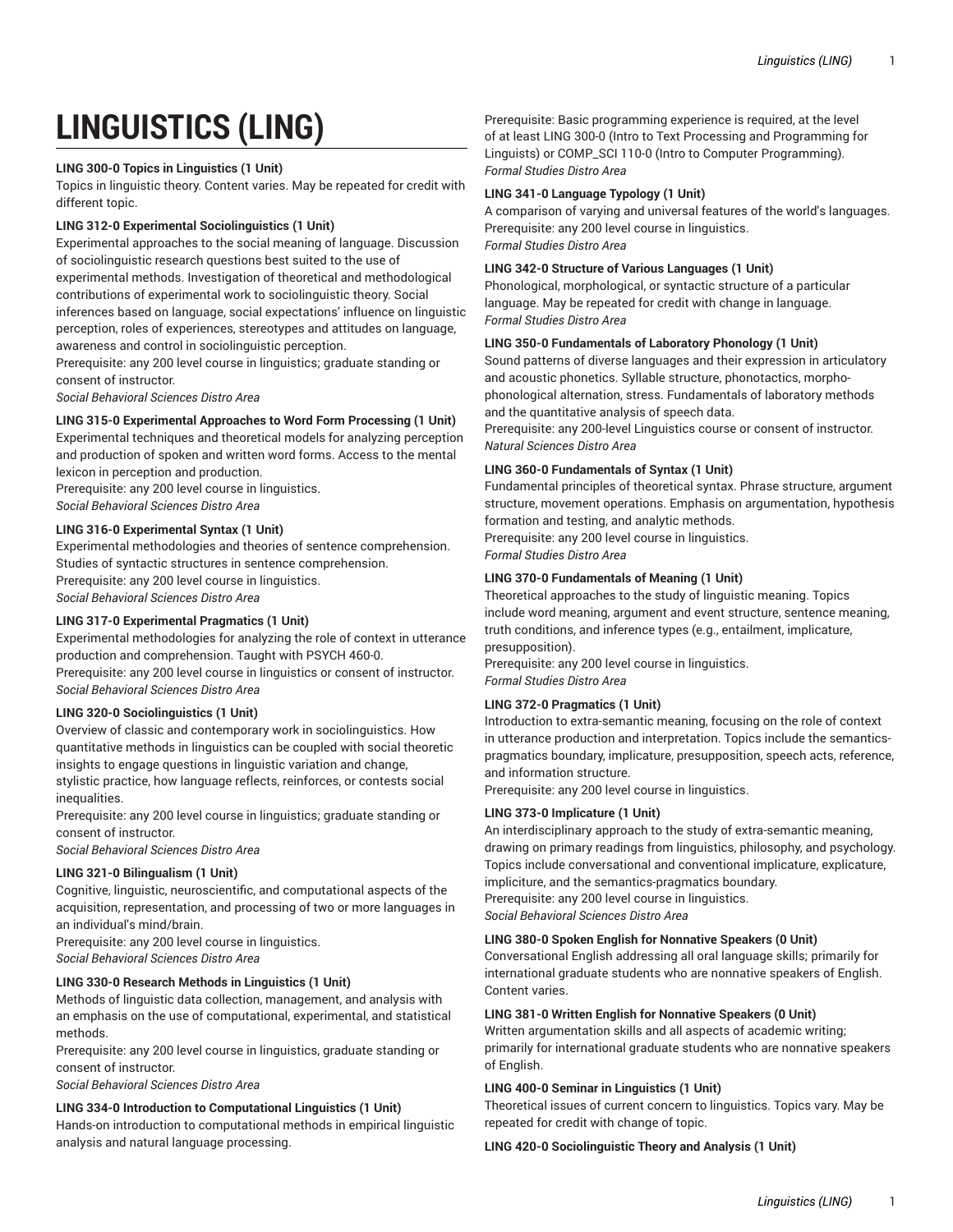# LINGUISTICS (LING)

**LING 300-0 Topics in Linguistics (1 Unit)**
Topics in linguistic theory. Content varies. May be repeated for credit with different topic.

**LING 312-0 Experimental Sociolinguistics (1 Unit)**
Experimental approaches to the social meaning of language. Discussion of sociolinguistic research questions best suited to the use of experimental methods. Investigation of theoretical and methodological contributions of experimental work to sociolinguistic theory. Social inferences based on language, social expectations' influence on linguistic perception, roles of experiences, stereotypes and attitudes on language, awareness and control in sociolinguistic perception.
Prerequisite: any 200 level course in linguistics; graduate standing or consent of instructor.
*Social Behavioral Sciences Distro Area*

**LING 315-0 Experimental Approaches to Word Form Processing (1 Unit)**
Experimental techniques and theoretical models for analyzing perception and production of spoken and written word forms. Access to the mental lexicon in perception and production.
Prerequisite: any 200 level course in linguistics.
*Social Behavioral Sciences Distro Area*

**LING 316-0 Experimental Syntax (1 Unit)**
Experimental methodologies and theories of sentence comprehension. Studies of syntactic structures in sentence comprehension.
Prerequisite: any 200 level course in linguistics.
*Social Behavioral Sciences Distro Area*

**LING 317-0 Experimental Pragmatics (1 Unit)**
Experimental methodologies for analyzing the role of context in utterance production and comprehension. Taught with PSYCH 460-0.
Prerequisite: any 200 level course in linguistics or consent of instructor.
*Social Behavioral Sciences Distro Area*

**LING 320-0 Sociolinguistics (1 Unit)**
Overview of classic and contemporary work in sociolinguistics. How quantitative methods in linguistics can be coupled with social theoretic insights to engage questions in linguistic variation and change, stylistic practice, how language reflects, reinforces, or contests social inequalities.
Prerequisite: any 200 level course in linguistics; graduate standing or consent of instructor.
*Social Behavioral Sciences Distro Area*

**LING 321-0 Bilingualism (1 Unit)**
Cognitive, linguistic, neuroscientific, and computational aspects of the acquisition, representation, and processing of two or more languages in an individual's mind/brain.
Prerequisite: any 200 level course in linguistics.
*Social Behavioral Sciences Distro Area*

**LING 330-0 Research Methods in Linguistics (1 Unit)**
Methods of linguistic data collection, management, and analysis with an emphasis on the use of computational, experimental, and statistical methods.
Prerequisite: any 200 level course in linguistics, graduate standing or consent of instructor.
*Social Behavioral Sciences Distro Area*

**LING 334-0 Introduction to Computational Linguistics (1 Unit)**
Hands-on introduction to computational methods in empirical linguistic analysis and natural language processing.
Prerequisite: Basic programming experience is required, at the level of at least LING 300-0 (Intro to Text Processing and Programming for Linguists) or COMP_SCI 110-0 (Intro to Computer Programming).
*Formal Studies Distro Area*

**LING 341-0 Language Typology (1 Unit)**
A comparison of varying and universal features of the world's languages.
Prerequisite: any 200 level course in linguistics.
*Formal Studies Distro Area*

**LING 342-0 Structure of Various Languages (1 Unit)**
Phonological, morphological, or syntactic structure of a particular language. May be repeated for credit with change in language.
*Formal Studies Distro Area*

**LING 350-0 Fundamentals of Laboratory Phonology (1 Unit)**
Sound patterns of diverse languages and their expression in articulatory and acoustic phonetics. Syllable structure, phonotactics, morpho-phonological alternation, stress. Fundamentals of laboratory methods and the quantitative analysis of speech data.
Prerequisite: any 200-level Linguistics course or consent of instructor.
*Natural Sciences Distro Area*

**LING 360-0 Fundamentals of Syntax (1 Unit)**
Fundamental principles of theoretical syntax. Phrase structure, argument structure, movement operations. Emphasis on argumentation, hypothesis formation and testing, and analytic methods.
Prerequisite: any 200 level course in linguistics.
*Formal Studies Distro Area*

**LING 370-0 Fundamentals of Meaning (1 Unit)**
Theoretical approaches to the study of linguistic meaning. Topics include word meaning, argument and event structure, sentence meaning, truth conditions, and inference types (e.g., entailment, implicature, presupposition).
Prerequisite: any 200 level course in linguistics.
*Formal Studies Distro Area*

**LING 372-0 Pragmatics (1 Unit)**
Introduction to extra-semantic meaning, focusing on the role of context in utterance production and interpretation. Topics include the semantics-pragmatics boundary, implicature, presupposition, speech acts, reference, and information structure.
Prerequisite: any 200 level course in linguistics.

**LING 373-0 Implicature (1 Unit)**
An interdisciplinary approach to the study of extra-semantic meaning, drawing on primary readings from linguistics, philosophy, and psychology. Topics include conversational and conventional implicature, explicature, impliciture, and the semantics-pragmatics boundary.
Prerequisite: any 200 level course in linguistics.
*Social Behavioral Sciences Distro Area*

**LING 380-0 Spoken English for Nonnative Speakers (0 Unit)**
Conversational English addressing all oral language skills; primarily for international graduate students who are nonnative speakers of English. Content varies.

**LING 381-0 Written English for Nonnative Speakers (0 Unit)**
Written argumentation skills and all aspects of academic writing; primarily for international graduate students who are nonnative speakers of English.

**LING 400-0 Seminar in Linguistics (1 Unit)**
Theoretical issues of current concern to linguistics. Topics vary. May be repeated for credit with change of topic.

**LING 420-0 Sociolinguistic Theory and Analysis (1 Unit)**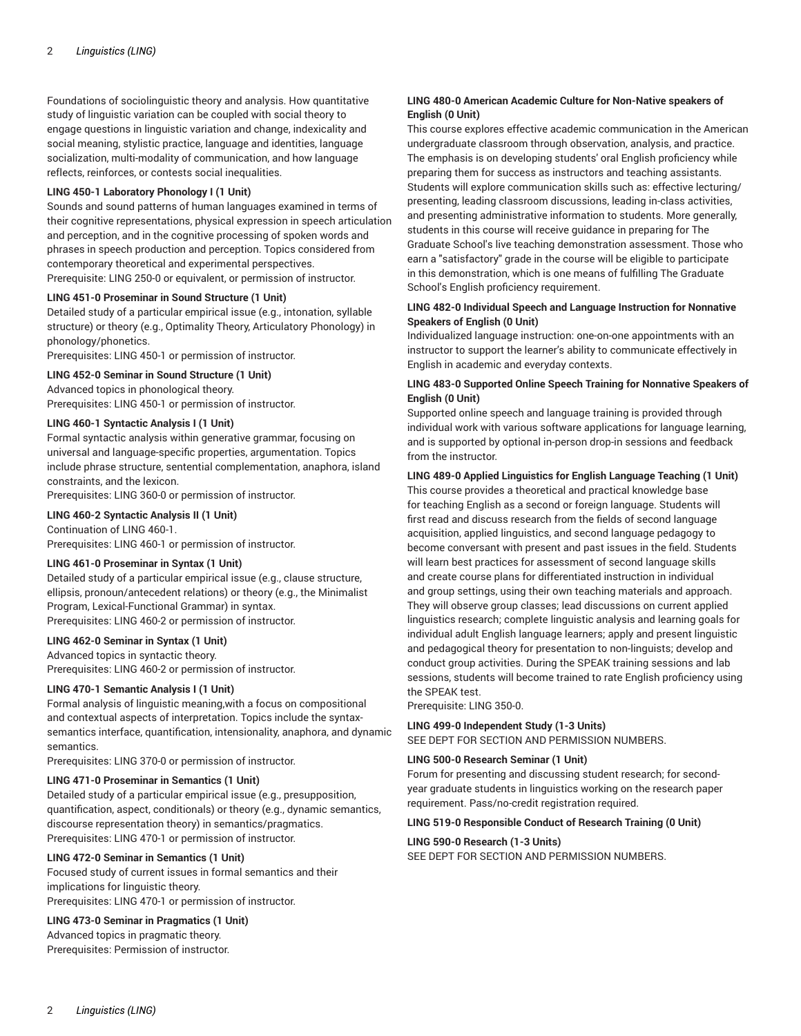Foundations of sociolinguistic theory and analysis. How quantitative study of linguistic variation can be coupled with social theory to engage questions in linguistic variation and change, indexicality and social meaning, stylistic practice, language and identities, language socialization, multi-modality of communication, and how language reflects, reinforces, or contests social inequalities.

**LING 450-1 Laboratory Phonology I (1 Unit)**
Sounds and sound patterns of human languages examined in terms of their cognitive representations, physical expression in speech articulation and perception, and in the cognitive processing of spoken words and phrases in speech production and perception. Topics considered from contemporary theoretical and experimental perspectives.
Prerequisite: LING 250-0 or equivalent, or permission of instructor.

**LING 451-0 Proseminar in Sound Structure (1 Unit)**
Detailed study of a particular empirical issue (e.g., intonation, syllable structure) or theory (e.g., Optimality Theory, Articulatory Phonology) in phonology/phonetics.
Prerequisites: LING 450-1 or permission of instructor.

**LING 452-0 Seminar in Sound Structure (1 Unit)**
Advanced topics in phonological theory.
Prerequisites: LING 450-1 or permission of instructor.

**LING 460-1 Syntactic Analysis I (1 Unit)**
Formal syntactic analysis within generative grammar, focusing on universal and language-specific properties, argumentation. Topics include phrase structure, sentential complementation, anaphora, island constraints, and the lexicon.
Prerequisites: LING 360-0 or permission of instructor.

**LING 460-2 Syntactic Analysis II (1 Unit)**
Continuation of LING 460-1.
Prerequisites: LING 460-1 or permission of instructor.

**LING 461-0 Proseminar in Syntax (1 Unit)**
Detailed study of a particular empirical issue (e.g., clause structure, ellipsis, pronoun/antecedent relations) or theory (e.g., the Minimalist Program, Lexical-Functional Grammar) in syntax.
Prerequisites: LING 460-2 or permission of instructor.

**LING 462-0 Seminar in Syntax (1 Unit)**
Advanced topics in syntactic theory.
Prerequisites: LING 460-2 or permission of instructor.

**LING 470-1 Semantic Analysis I (1 Unit)**
Formal analysis of linguistic meaning,with a focus on compositional and contextual aspects of interpretation. Topics include the syntax-semantics interface, quantification, intensionality, anaphora, and dynamic semantics.
Prerequisites: LING 370-0 or permission of instructor.

**LING 471-0 Proseminar in Semantics (1 Unit)**
Detailed study of a particular empirical issue (e.g., presupposition, quantification, aspect, conditionals) or theory (e.g., dynamic semantics, discourse representation theory) in semantics/pragmatics.
Prerequisites: LING 470-1 or permission of instructor.

**LING 472-0 Seminar in Semantics (1 Unit)**
Focused study of current issues in formal semantics and their implications for linguistic theory.
Prerequisites: LING 470-1 or permission of instructor.

**LING 473-0 Seminar in Pragmatics (1 Unit)**
Advanced topics in pragmatic theory.
Prerequisites: Permission of instructor.

**LING 480-0 American Academic Culture for Non-Native speakers of English (0 Unit)**
This course explores effective academic communication in the American undergraduate classroom through observation, analysis, and practice. The emphasis is on developing students' oral English proficiency while preparing them for success as instructors and teaching assistants. Students will explore communication skills such as: effective lecturing/presenting, leading classroom discussions, leading in-class activities, and presenting administrative information to students. More generally, students in this course will receive guidance in preparing for The Graduate School's live teaching demonstration assessment. Those who earn a "satisfactory" grade in the course will be eligible to participate in this demonstration, which is one means of fulfilling The Graduate School's English proficiency requirement.

**LING 482-0 Individual Speech and Language Instruction for Nonnative Speakers of English (0 Unit)**
Individualized language instruction: one-on-one appointments with an instructor to support the learner's ability to communicate effectively in English in academic and everyday contexts.

**LING 483-0 Supported Online Speech Training for Nonnative Speakers of English (0 Unit)**
Supported online speech and language training is provided through individual work with various software applications for language learning, and is supported by optional in-person drop-in sessions and feedback from the instructor.

**LING 489-0 Applied Linguistics for English Language Teaching (1 Unit)**
This course provides a theoretical and practical knowledge base for teaching English as a second or foreign language. Students will first read and discuss research from the fields of second language acquisition, applied linguistics, and second language pedagogy to become conversant with present and past issues in the field. Students will learn best practices for assessment of second language skills and create course plans for differentiated instruction in individual and group settings, using their own teaching materials and approach. They will observe group classes; lead discussions on current applied linguistics research; complete linguistic analysis and learning goals for individual adult English language learners; apply and present linguistic and pedagogical theory for presentation to non-linguists; develop and conduct group activities. During the SPEAK training sessions and lab sessions, students will become trained to rate English proficiency using the SPEAK test.
Prerequisite: LING 350-0.

**LING 499-0 Independent Study (1-3 Units)**
SEE DEPT FOR SECTION AND PERMISSION NUMBERS.

**LING 500-0 Research Seminar (1 Unit)**
Forum for presenting and discussing student research; for second-year graduate students in linguistics working on the research paper requirement. Pass/no-credit registration required.

**LING 519-0 Responsible Conduct of Research Training (0 Unit)**

**LING 590-0 Research (1-3 Units)**
SEE DEPT FOR SECTION AND PERMISSION NUMBERS.